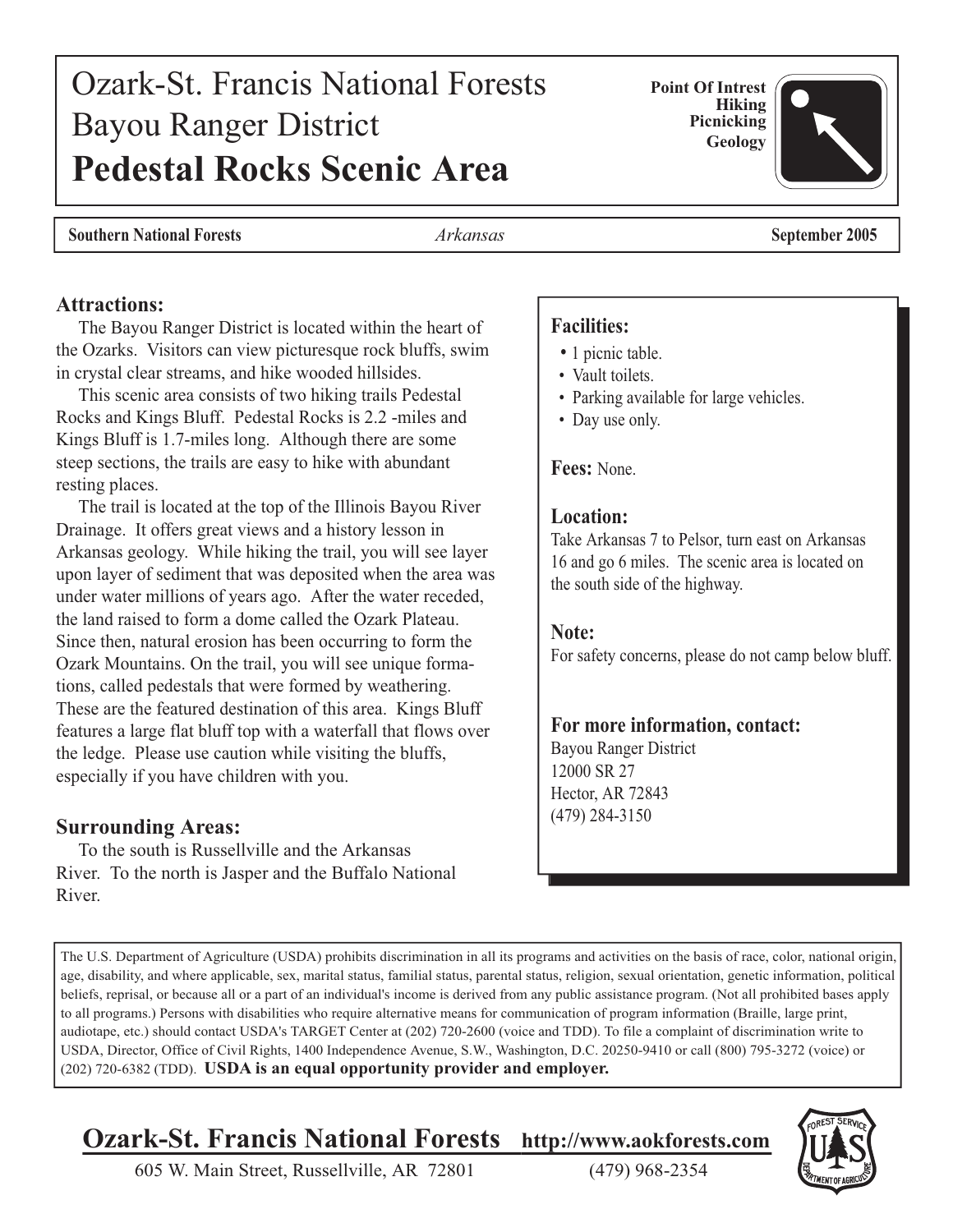# Ozark-St. Francis National Forests
# Bayou Ranger District
# **Pedestal Rocks Scenic Area**

**Point Of Intrest**
**Hiking**
**Picnicking**
**Geology**

**Southern National Forests** | *Arkansas* | **September 2005**

## Attractions:

The Bayou Ranger District is located within the heart of the Ozarks. Visitors can view picturesque rock bluffs, swim in crystal clear streams, and hike wooded hillsides.

This scenic area consists of two hiking trails Pedestal Rocks and Kings Bluff. Pedestal Rocks is 2.2 -miles and Kings Bluff is 1.7-miles long. Although there are some steep sections, the trails are easy to hike with abundant resting places.

The trail is located at the top of the Illinois Bayou River Drainage. It offers great views and a history lesson in Arkansas geology. While hiking the trail, you will see layer upon layer of sediment that was deposited when the area was under water millions of years ago. After the water receded, the land raised to form a dome called the Ozark Plateau. Since then, natural erosion has been occurring to form the Ozark Mountains. On the trail, you will see unique formations, called pedestals that were formed by weathering. These are the featured destination of this area. Kings Bluff features a large flat bluff top with a waterfall that flows over the ledge. Please use caution while visiting the bluffs, especially if you have children with you.

## Surrounding Areas:

To the south is Russellville and the Arkansas River. To the north is Jasper and the Buffalo National River.

## Facilities:

- 1 picnic table.
- Vault toilets.
- Parking available for large vehicles.
- Day use only.

**Fees:** None.

## Location:

Take Arkansas 7 to Pelsor, turn east on Arkansas 16 and go 6 miles. The scenic area is located on the south side of the highway.

## Note:

For safety concerns, please do not camp below bluff.

## For more information, contact:

Bayou Ranger District
12000 SR 27
Hector, AR 72843
(479) 284-3150

The U.S. Department of Agriculture (USDA) prohibits discrimination in all its programs and activities on the basis of race, color, national origin, age, disability, and where applicable, sex, marital status, familial status, parental status, religion, sexual orientation, genetic information, political beliefs, reprisal, or because all or a part of an individual's income is derived from any public assistance program. (Not all prohibited bases apply to all programs.) Persons with disabilities who require alternative means for communication of program information (Braille, large print, audiotape, etc.) should contact USDA's TARGET Center at (202) 720-2600 (voice and TDD). To file a complaint of discrimination write to USDA, Director, Office of Civil Rights, 1400 Independence Avenue, S.W., Washington, D.C. 20250-9410 or call (800) 795-3272 (voice) or (202) 720-6382 (TDD). **USDA is an equal opportunity provider and employer.**

**Ozark-St. Francis National Forests** **http://www.aokforests.com**
605 W. Main Street, Russellville, AR 72801 (479) 968-2354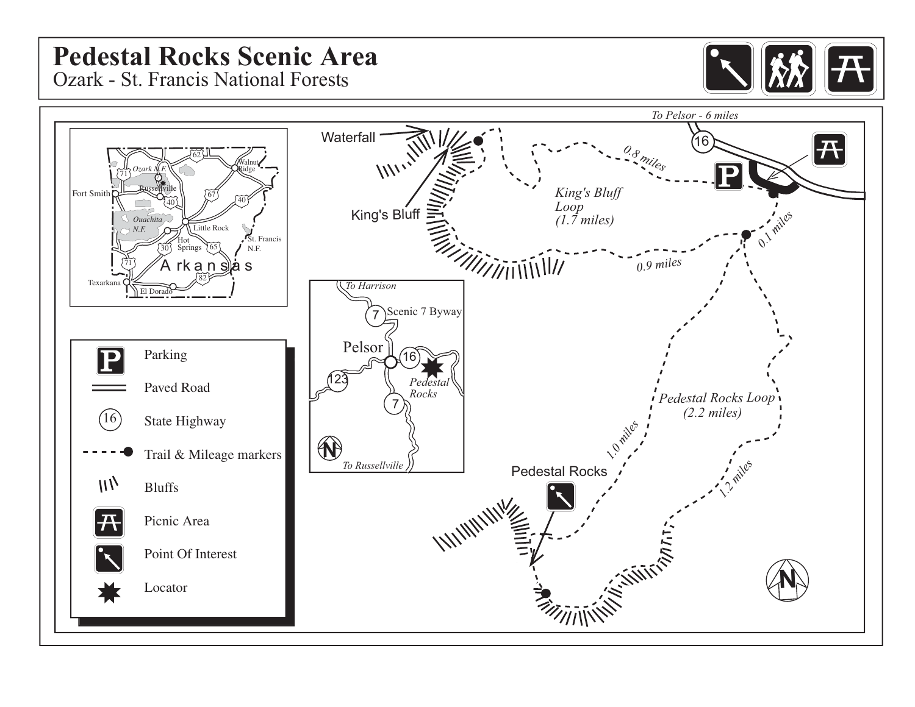# Pedestal Rocks Scenic Area

Ozark - St. Francis National Forests

To Pelsor - 6 miles

16

Waterfall

King's Bluff

0.8 miles

King's Bluff Loop (1.7 miles)

0.9 miles

0.1 miles

Pedestal Rocks Loop (2.2 miles)

1.0 miles

1.2 miles

Pedestal Rocks

Ozark N.F.

Russellville

Fort Smith

Ouachita N.F.

Little Rock

Hot Springs

Walnut Ridge

St. Francis N.F.

Arkansas

Texarkana

El Dorado

62

71

40

67

65

30

82

To Harrison

7 Scenic 7 Byway

Pelsor

16

123

7

Pedestal Rocks

To Russellville

N

| | |
|---|---|
| P | Parking |
| | Paved Road |
| (16) | State Highway |
| - - - - -● | Trail & Mileage markers |
| | Bluffs |
| | Picnic Area |
| | Point Of Interest |
| | Locator |